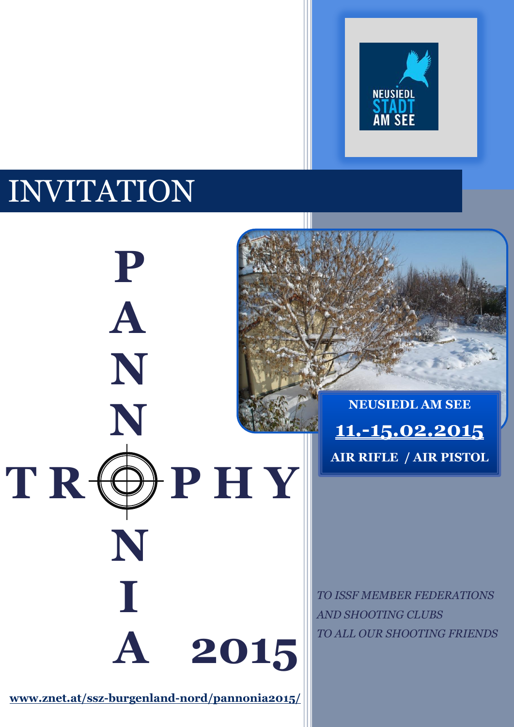# INVITATION

NEUSIEDL STADT AM SEE

# PANNONIA TROPHY 2015

**NEUSIEDL AM SEE**

**11.-15.02.2015**

**AIR RIFLE / AIR PISTOL**

*TO ISSF MEMBER FEDERATIONS*
*AND SHOOTING CLUBS*
*TO ALL OUR SHOOTING FRIENDS*

**www.znet.at/ssz-burgenland-nord/pannonia2015/**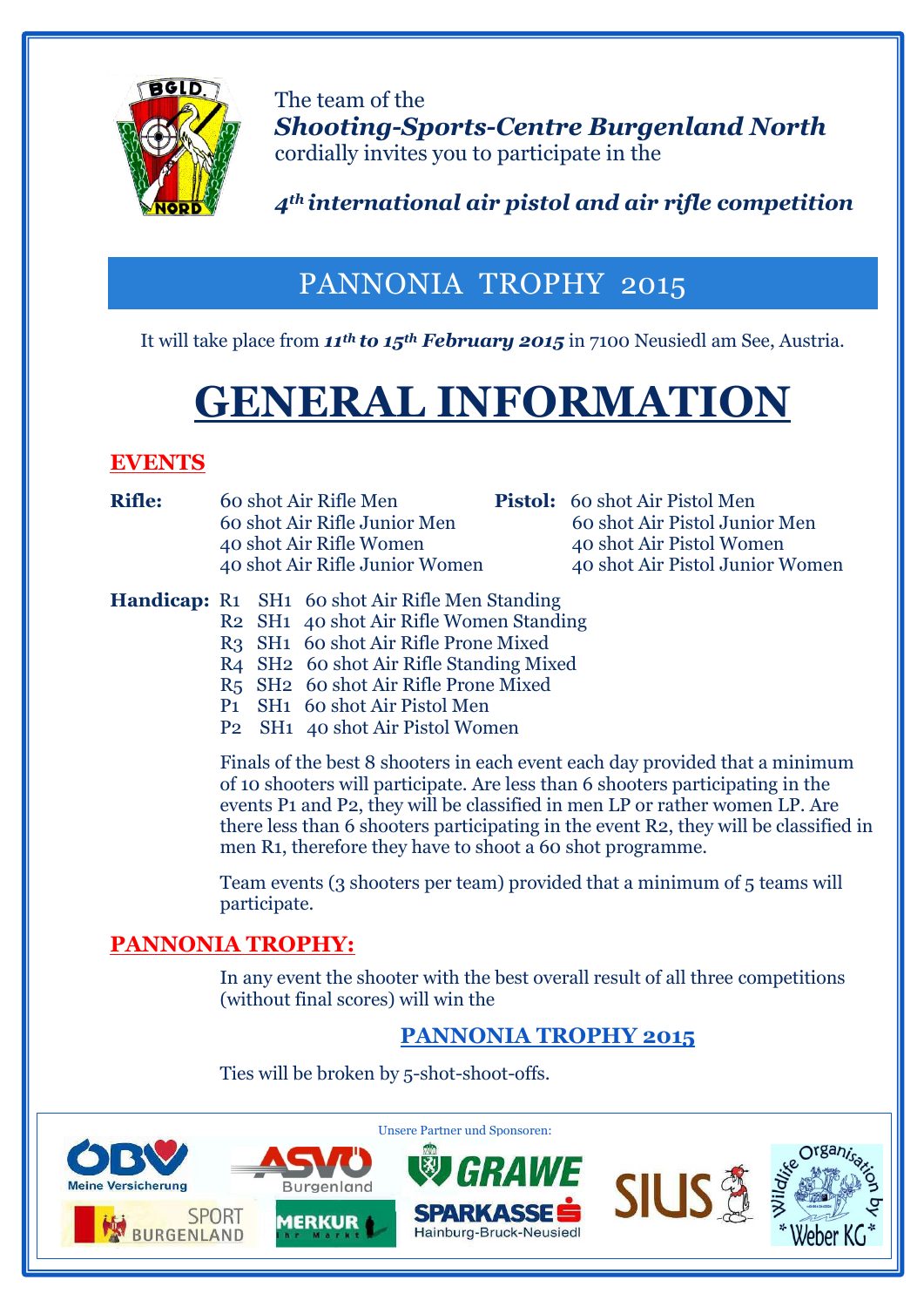The team of the
***Shooting-Sports-Centre Burgenland North***
cordially invites you to participate in the

***4th international air pistol and air rifle competition***

# PANNONIA TROPHY 2015

It will take place from ***11th to 15th February 2015*** in 7100 Neusiedl am See, Austria.

# GENERAL INFORMATION

## EVENTS

**Rifle:**
- 60 shot Air Rifle Men
- 60 shot Air Rifle Junior Men
- 40 shot Air Rifle Women
- 40 shot Air Rifle Junior Women

**Pistol:**
- 60 shot Air Pistol Men
- 60 shot Air Pistol Junior Men
- 40 shot Air Pistol Women
- 40 shot Air Pistol Junior Women

**Handicap:**
- R1 SH1 60 shot Air Rifle Men Standing
- R2 SH1 40 shot Air Rifle Women Standing
- R3 SH1 60 shot Air Rifle Prone Mixed
- R4 SH2 60 shot Air Rifle Standing Mixed
- R5 SH2 60 shot Air Rifle Prone Mixed
- P1 SH1 60 shot Air Pistol Men
- P2 SH1 40 shot Air Pistol Women

Finals of the best 8 shooters in each event each day provided that a minimum of 10 shooters will participate. Are less than 6 shooters participating in the events P1 and P2, they will be classified in men LP or rather women LP. Are there less than 6 shooters participating in the event R2, they will be classified in men R1, therefore they have to shoot a 60 shot programme.

Team events (3 shooters per team) provided that a minimum of 5 teams will participate.

## PANNONIA TROPHY:

In any event the shooter with the best overall result of all three competitions (without final scores) will win the

**PANNONIA TROPHY 2015**

Ties will be broken by 5-shot-shoot-offs.

Unsere Partner und Sponsoren: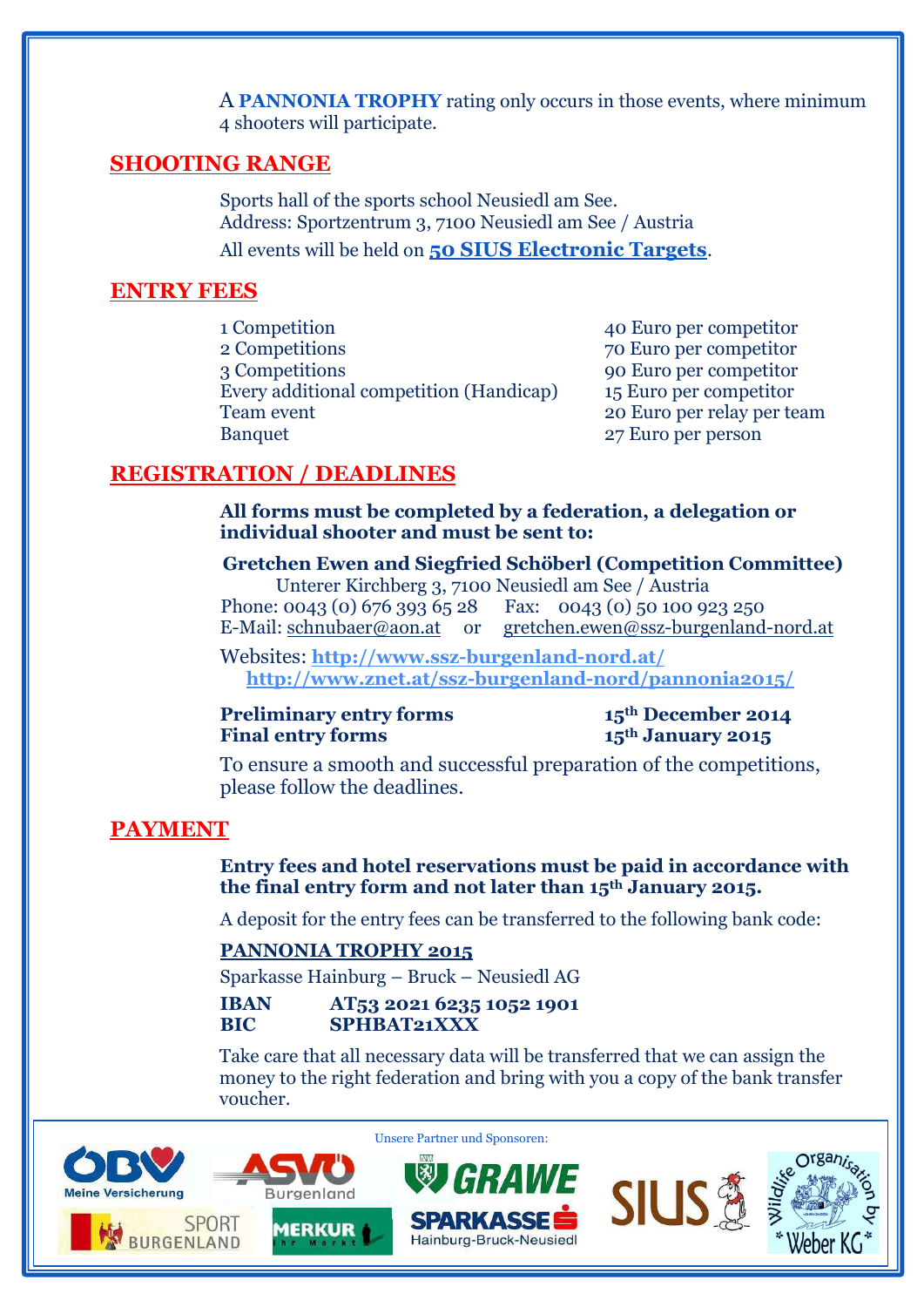A **PANNONIA TROPHY** rating only occurs in those events, where minimum 4 shooters will participate.

## SHOOTING RANGE

Sports hall of the sports school Neusiedl am See.
Address: Sportzentrum 3, 7100 Neusiedl am See / Austria
All events will be held on **50 SIUS Electronic Targets**.

## ENTRY FEES

| | |
|---|---|
| 1 Competition | 40 Euro per competitor |
| 2 Competitions | 70 Euro per competitor |
| 3 Competitions | 90 Euro per competitor |
| Every additional competition (Handicap) | 15 Euro per competitor |
| Team event | 20 Euro per relay per team |
| Banquet | 27 Euro per person |

## REGISTRATION / DEADLINES

**All forms must be completed by a federation, a delegation or individual shooter and must be sent to:**

**Gretchen Ewen and Siegfried Schöberl (Competition Committee)**
Unterer Kirchberg 3, 7100 Neusiedl am See / Austria
Phone: 0043 (0) 676 393 65 28 Fax: 0043 (0) 50 100 923 250
E-Mail: schnubaer@aon.at or gretchen.ewen@ssz-burgenland-nord.at

Websites: **http://www.ssz-burgenland-nord.at/**
**http://www.znet.at/ssz-burgenland-nord/pannonia2015/**

| | |
|---|---|
| **Preliminary entry forms** | **15th December 2014** |
| **Final entry forms** | **15th January 2015** |

To ensure a smooth and successful preparation of the competitions, please follow the deadlines.

## PAYMENT

**Entry fees and hotel reservations must be paid in accordance with the final entry form and not later than 15th January 2015.**

A deposit for the entry fees can be transferred to the following bank code:

**PANNONIA TROPHY 2015**

Sparkasse Hainburg – Bruck – Neusiedl AG

**IBAN** **AT53 2021 6235 1052 1901**
**BIC** **SPHBAT21XXX**

Take care that all necessary data will be transferred that we can assign the money to the right federation and bring with you a copy of the bank transfer voucher.

Unsere Partner und Sponsoren: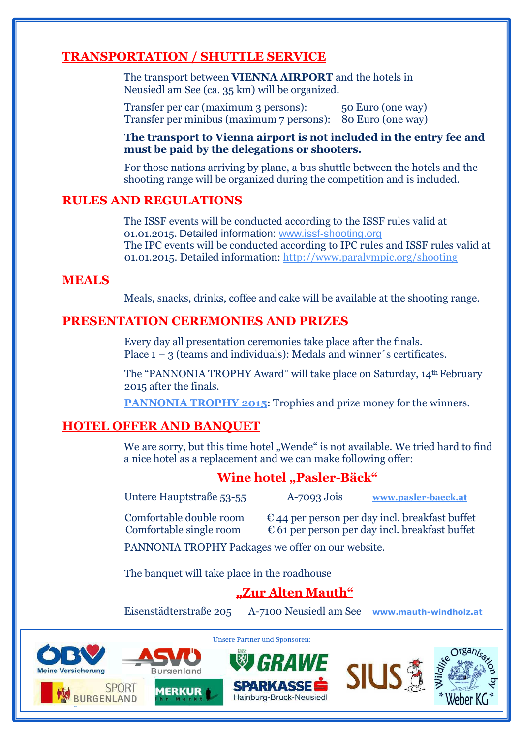## TRANSPORTATION / SHUTTLE SERVICE

The transport between **VIENNA AIRPORT** and the hotels in Neusiedl am See (ca. 35 km) will be organized.

Transfer per car (maximum 3 persons): 50 Euro (one way)
Transfer per minibus (maximum 7 persons): 80 Euro (one way)

**The transport to Vienna airport is not included in the entry fee and must be paid by the delegations or shooters.**

For those nations arriving by plane, a bus shuttle between the hotels and the shooting range will be organized during the competition and is included.

## RULES AND REGULATIONS

The ISSF events will be conducted according to the ISSF rules valid at 01.01.2015. Detailed information: www.issf-shooting.org
The IPC events will be conducted according to IPC rules and ISSF rules valid at 01.01.2015. Detailed information: http://www.paralympic.org/shooting

## MEALS

Meals, snacks, drinks, coffee and cake will be available at the shooting range.

## PRESENTATION CEREMONIES AND PRIZES

Every day all presentation ceremonies take place after the finals.
Place 1 – 3 (teams and individuals): Medals and winner´s certificates.

The "PANNONIA TROPHY Award" will take place on Saturday, 14th February 2015 after the finals.

**PANNONIA TROPHY 2015**: Trophies and prize money for the winners.

## HOTEL OFFER AND BANQUET

We are sorry, but this time hotel „Wende" is not available. We tried hard to find a nice hotel as a replacement and we can make following offer:

### Wine hotel „Pasler-Bäck"

Untere Hauptstraße 53-55 A-7093 Jois **www.pasler-baeck.at**

Comfortable double room € 44 per person per day incl. breakfast buffet
Comfortable single room € 61 per person per day incl. breakfast buffet

PANNONIA TROPHY Packages we offer on our website.

The banquet will take place in the roadhouse

### „Zur Alten Mauth"

Eisenstädterstraße 205 A-7100 Neusiedl am See **www.mauth-windholz.at**

Unsere Partner und Sponsoren: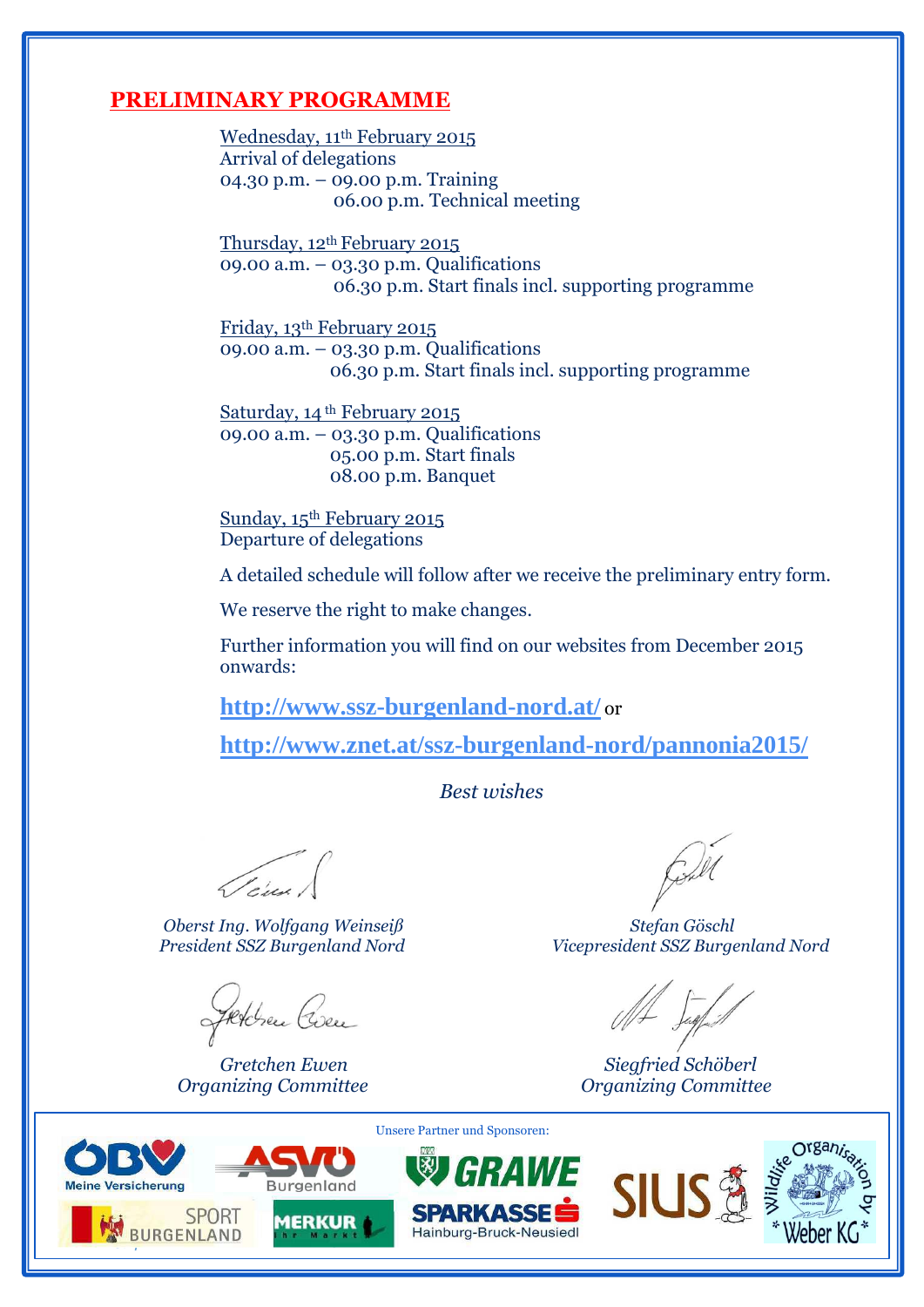## PRELIMINARY PROGRAMME

Wednesday, 11th February 2015
Arrival of delegations
04.30 p.m. – 09.00 p.m. Training
06.00 p.m. Technical meeting

Thursday, 12th February 2015
09.00 a.m. – 03.30 p.m. Qualifications
06.30 p.m. Start finals incl. supporting programme

Friday, 13th February 2015
09.00 a.m. – 03.30 p.m. Qualifications
06.30 p.m. Start finals incl. supporting programme

Saturday, 14 th February 2015
09.00 a.m. – 03.30 p.m. Qualifications
05.00 p.m. Start finals
08.00 p.m. Banquet

Sunday, 15th February 2015
Departure of delegations

A detailed schedule will follow after we receive the preliminary entry form.

We reserve the right to make changes.

Further information you will find on our websites from December 2015 onwards:

**http://www.ssz-burgenland-nord.at/** or

**http://www.znet.at/ssz-burgenland-nord/pannonia2015/**

*Best wishes*

*Oberst Ing. Wolfgang Weinseiß*
*President SSZ Burgenland Nord*

*Stefan Göschl*
*Vicepresident SSZ Burgenland Nord*

*Gretchen Ewen*
*Organizing Committee*

*Siegfried Schöberl*
*Organizing Committee*

Unsere Partner und Sponsoren:

ÖBV Meine Versicherung · ASVÖ Burgenland · GRAWE · SIUS · Wildlife Organisation by Weber KG · Sport Burgenland · Merkur Ihr Markt · Sparkasse Hainburg-Bruck-Neusiedl